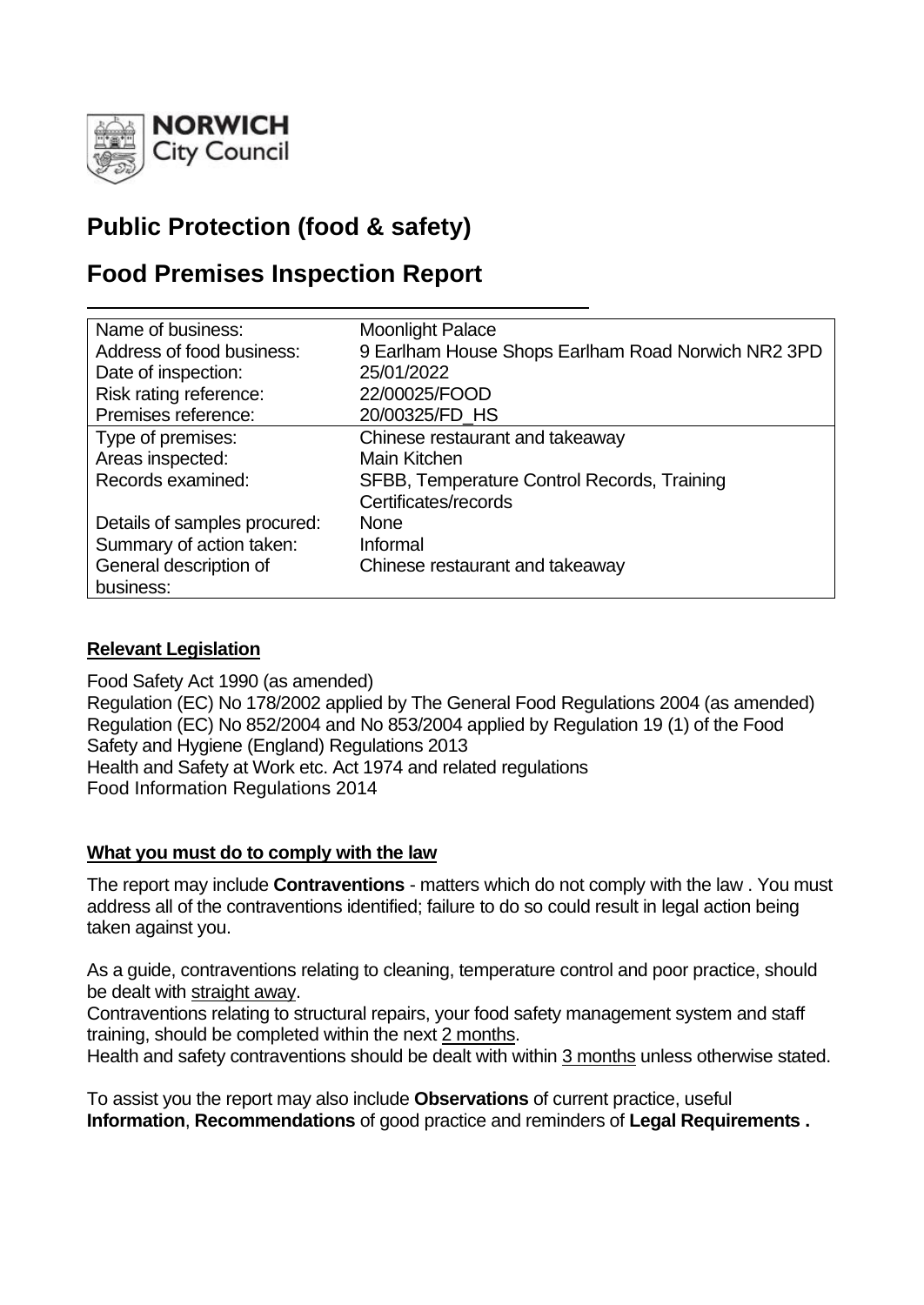**NORWICH City Council**

# Public Protection (food & safety)

# Food Premises Inspection Report

| | |
|---|---|
| Name of business: | Moonlight Palace |
| Address of food business: | 9 Earlham House Shops Earlham Road Norwich NR2 3PD |
| Date of inspection: | 25/01/2022 |
| Risk rating reference: | 22/00025/FOOD |
| Premises reference: | 20/00325/FD_HS |
| Type of premises: | Chinese restaurant and takeaway |
| Areas inspected: | Main Kitchen |
| Records examined: | SFBB, Temperature Control Records, Training Certificates/records |
| Details of samples procured: | None |
| Summary of action taken: | Informal |
| General description of business: | Chinese restaurant and takeaway |

## Relevant Legislation

Food Safety Act 1990 (as amended)
Regulation (EC) No 178/2002 applied by The General Food Regulations 2004 (as amended)
Regulation (EC) No 852/2004 and No 853/2004 applied by Regulation 19 (1) of the Food Safety and Hygiene (England) Regulations 2013
Health and Safety at Work etc. Act 1974 and related regulations
Food Information Regulations 2014

## What you must do to comply with the law

The report may include **Contraventions** - matters which do not comply with the law . You must address all of the contraventions identified; failure to do so could result in legal action being taken against you.

As a guide, contraventions relating to cleaning, temperature control and poor practice, should be dealt with straight away.
Contraventions relating to structural repairs, your food safety management system and staff training, should be completed within the next 2 months.
Health and safety contraventions should be dealt with within 3 months unless otherwise stated.

To assist you the report may also include **Observations** of current practice, useful **Information**, **Recommendations** of good practice and reminders of **Legal Requirements .**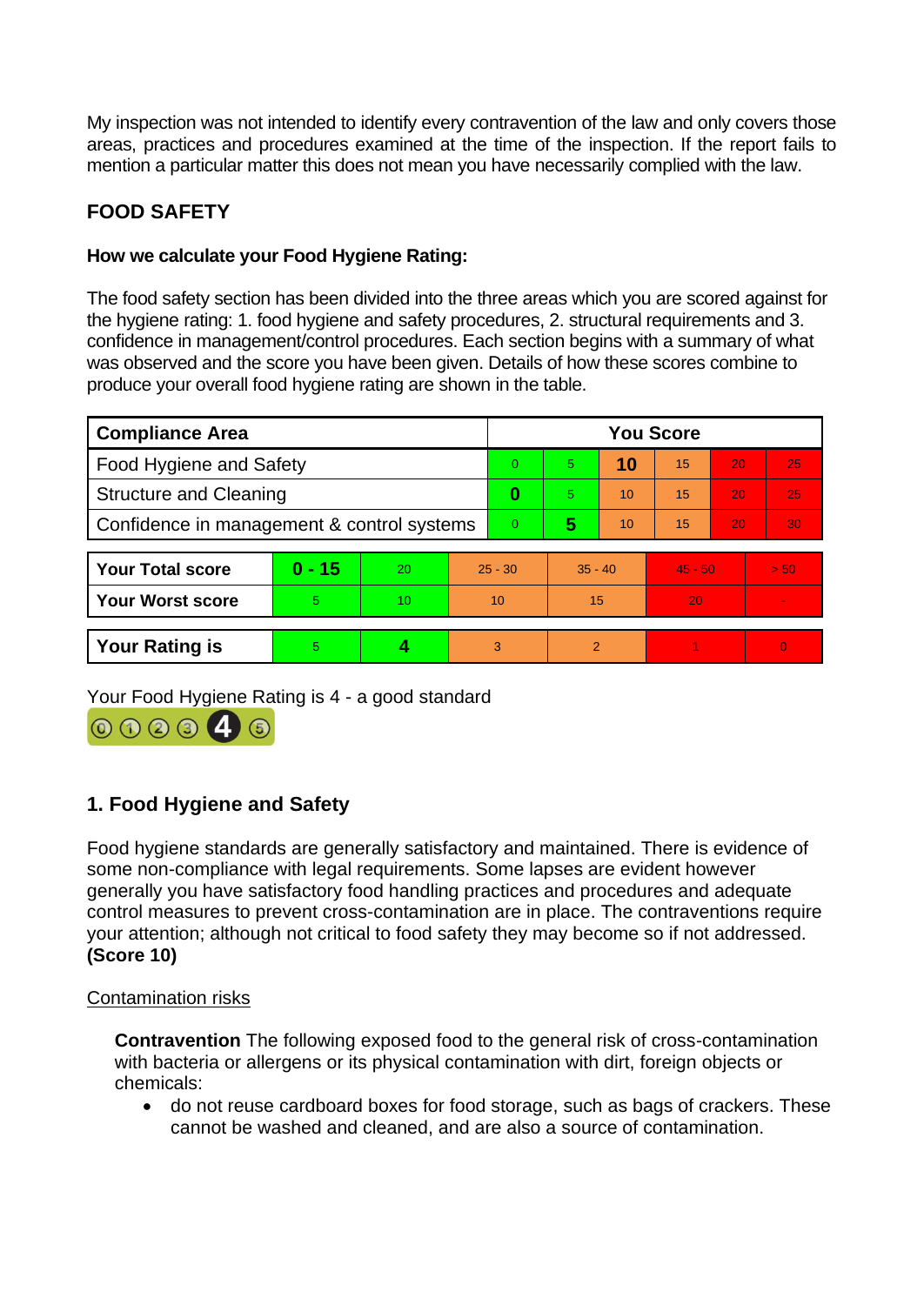My inspection was not intended to identify every contravention of the law and only covers those areas, practices and procedures examined at the time of the inspection. If the report fails to mention a particular matter this does not mean you have necessarily complied with the law.

## FOOD SAFETY

### How we calculate your Food Hygiene Rating:

The food safety section has been divided into the three areas which you are scored against for the hygiene rating: 1. food hygiene and safety procedures, 2. structural requirements and 3. confidence in management/control procedures. Each section begins with a summary of what was observed and the score you have been given. Details of how these scores combine to produce your overall food hygiene rating are shown in the table.

| Compliance Area | You Score | | | | | |
|---|---|---|---|---|---|---|
| Food Hygiene and Safety | 0 | 5 | **10** | 15 | 20 | 25 |
| Structure and Cleaning | **0** | 5 | 10 | 15 | 20 | 25 |
| Confidence in management & control systems | 0 | **5** | 10 | 15 | 20 | 30 |

| | | | | | | |
|---|---|---|---|---|---|---|
| **Your Total score** | **0 - 15** | 20 | 25 - 30 | 35 - 40 | 45 - 50 | > 50 |
| **Your Worst score** | 5 | 10 | 10 | 15 | 20 | - |

| | | | | | | |
|---|---|---|---|---|---|---|
| **Your Rating is** | 5 | **4** | 3 | 2 | 1 | 0 |

Your Food Hygiene Rating is 4 - a good standard

## 1. Food Hygiene and Safety

Food hygiene standards are generally satisfactory and maintained. There is evidence of some non-compliance with legal requirements. Some lapses are evident however generally you have satisfactory food handling practices and procedures and adequate control measures to prevent cross-contamination are in place. The contraventions require your attention; although not critical to food safety they may become so if not addressed. **(Score 10)**

Contamination risks

**Contravention** The following exposed food to the general risk of cross-contamination with bacteria or allergens or its physical contamination with dirt, foreign objects or chemicals:

- do not reuse cardboard boxes for food storage, such as bags of crackers. These cannot be washed and cleaned, and are also a source of contamination.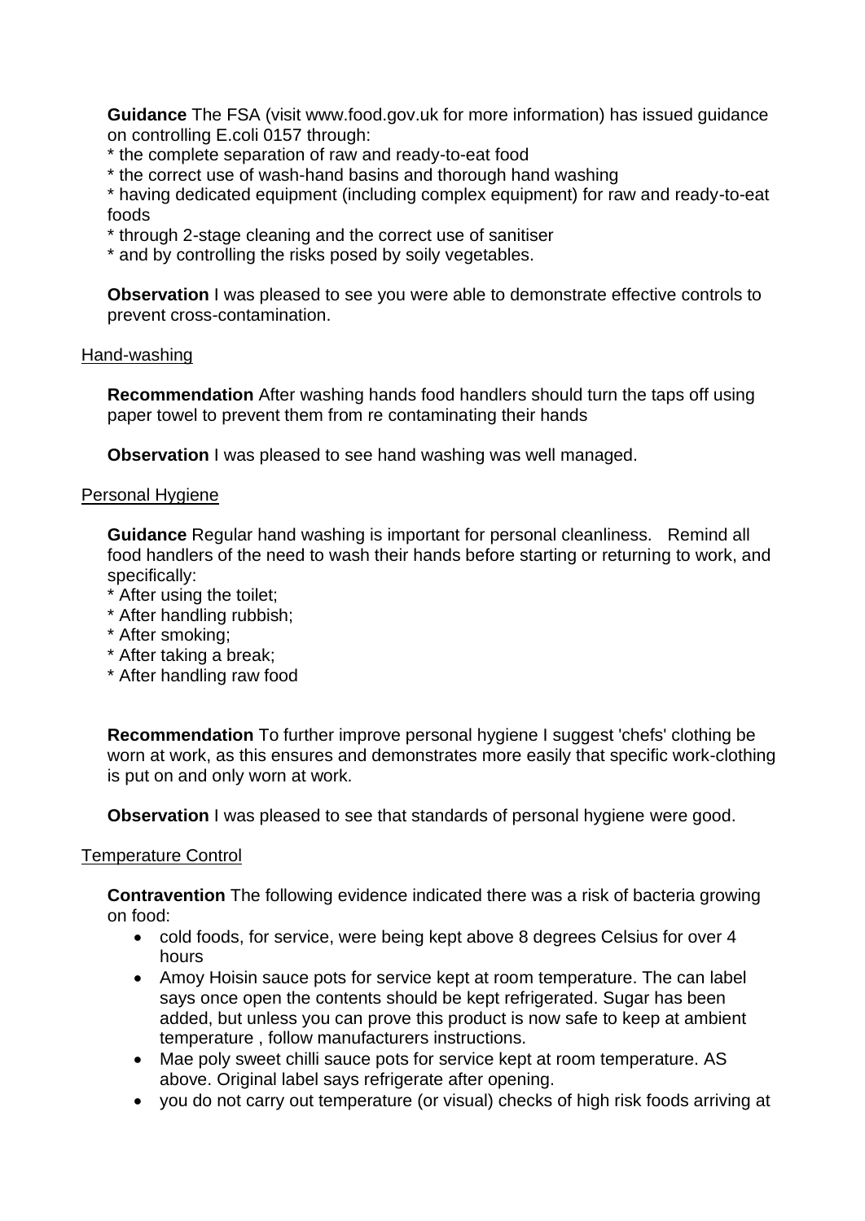**Guidance** The FSA (visit www.food.gov.uk for more information) has issued guidance on controlling E.coli 0157 through:
* the complete separation of raw and ready-to-eat food
* the correct use of wash-hand basins and thorough hand washing
* having dedicated equipment (including complex equipment) for raw and ready-to-eat foods
* through 2-stage cleaning and the correct use of sanitiser
* and by controlling the risks posed by soily vegetables.

**Observation** I was pleased to see you were able to demonstrate effective controls to prevent cross-contamination.

Hand-washing

**Recommendation** After washing hands food handlers should turn the taps off using paper towel to prevent them from re contaminating their hands

**Observation** I was pleased to see hand washing was well managed.

Personal Hygiene

**Guidance** Regular hand washing is important for personal cleanliness. Remind all food handlers of the need to wash their hands before starting or returning to work, and specifically:
* After using the toilet;
* After handling rubbish;
* After smoking;
* After taking a break;
* After handling raw food

**Recommendation** To further improve personal hygiene I suggest 'chefs' clothing be worn at work, as this ensures and demonstrates more easily that specific work-clothing is put on and only worn at work.

**Observation** I was pleased to see that standards of personal hygiene were good.

Temperature Control

**Contravention** The following evidence indicated there was a risk of bacteria growing on food:

- cold foods, for service, were being kept above 8 degrees Celsius for over 4 hours
- Amoy Hoisin sauce pots for service kept at room temperature. The can label says once open the contents should be kept refrigerated. Sugar has been added, but unless you can prove this product is now safe to keep at ambient temperature , follow manufacturers instructions.
- Mae poly sweet chilli sauce pots for service kept at room temperature. AS above. Original label says refrigerate after opening.
- you do not carry out temperature (or visual) checks of high risk foods arriving at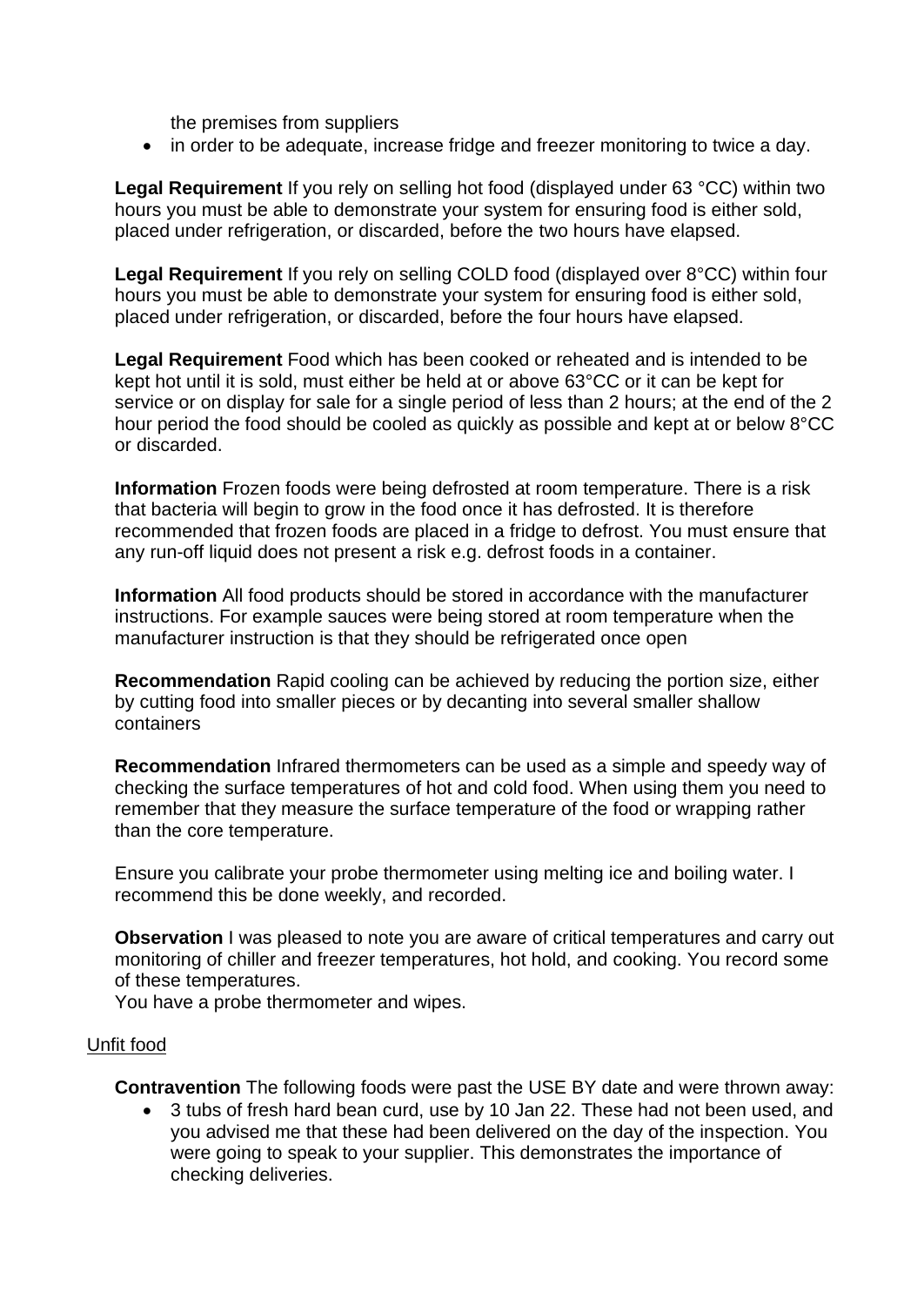the premises from suppliers

- in order to be adequate, increase fridge and freezer monitoring to twice a day.

**Legal Requirement** If you rely on selling hot food (displayed under 63 °CC) within two hours you must be able to demonstrate your system for ensuring food is either sold, placed under refrigeration, or discarded, before the two hours have elapsed.

**Legal Requirement** If you rely on selling COLD food (displayed over 8°CC) within four hours you must be able to demonstrate your system for ensuring food is either sold, placed under refrigeration, or discarded, before the four hours have elapsed.

**Legal Requirement** Food which has been cooked or reheated and is intended to be kept hot until it is sold, must either be held at or above 63°CC or it can be kept for service or on display for sale for a single period of less than 2 hours; at the end of the 2 hour period the food should be cooled as quickly as possible and kept at or below 8°CC or discarded.

**Information** Frozen foods were being defrosted at room temperature. There is a risk that bacteria will begin to grow in the food once it has defrosted. It is therefore recommended that frozen foods are placed in a fridge to defrost. You must ensure that any run-off liquid does not present a risk e.g. defrost foods in a container.

**Information** All food products should be stored in accordance with the manufacturer instructions. For example sauces were being stored at room temperature when the manufacturer instruction is that they should be refrigerated once open

**Recommendation** Rapid cooling can be achieved by reducing the portion size, either by cutting food into smaller pieces or by decanting into several smaller shallow containers

**Recommendation** Infrared thermometers can be used as a simple and speedy way of checking the surface temperatures of hot and cold food. When using them you need to remember that they measure the surface temperature of the food or wrapping rather than the core temperature.

Ensure you calibrate your probe thermometer using melting ice and boiling water. I recommend this be done weekly, and recorded.

**Observation** I was pleased to note you are aware of critical temperatures and carry out monitoring of chiller and freezer temperatures, hot hold, and cooking. You record some of these temperatures.
You have a probe thermometer and wipes.

Unfit food

**Contravention** The following foods were past the USE BY date and were thrown away:

- 3 tubs of fresh hard bean curd, use by 10 Jan 22. These had not been used, and you advised me that these had been delivered on the day of the inspection. You were going to speak to your supplier. This demonstrates the importance of checking deliveries.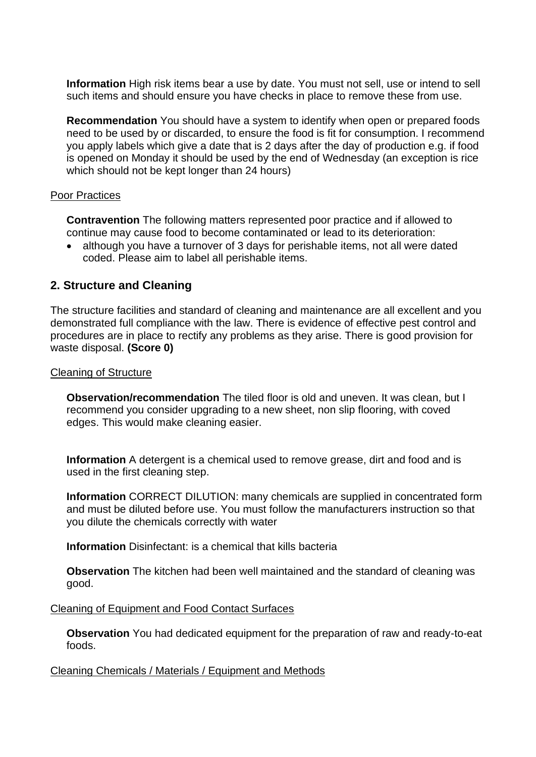**Information** High risk items bear a use by date. You must not sell, use or intend to sell such items and should ensure you have checks in place to remove these from use.

**Recommendation** You should have a system to identify when open or prepared foods need to be used by or discarded, to ensure the food is fit for consumption. I recommend you apply labels which give a date that is 2 days after the day of production e.g. if food is opened on Monday it should be used by the end of Wednesday (an exception is rice which should not be kept longer than 24 hours)

Poor Practices

**Contravention** The following matters represented poor practice and if allowed to continue may cause food to become contaminated or lead to its deterioration:

- although you have a turnover of 3 days for perishable items, not all were dated coded. Please aim to label all perishable items.

## 2. Structure and Cleaning

The structure facilities and standard of cleaning and maintenance are all excellent and you demonstrated full compliance with the law. There is evidence of effective pest control and procedures are in place to rectify any problems as they arise. There is good provision for waste disposal. **(Score 0)**

Cleaning of Structure

**Observation/recommendation** The tiled floor is old and uneven. It was clean, but I recommend you consider upgrading to a new sheet, non slip flooring, with coved edges. This would make cleaning easier.

**Information** A detergent is a chemical used to remove grease, dirt and food and is used in the first cleaning step.

**Information** CORRECT DILUTION: many chemicals are supplied in concentrated form and must be diluted before use. You must follow the manufacturers instruction so that you dilute the chemicals correctly with water

**Information** Disinfectant: is a chemical that kills bacteria

**Observation** The kitchen had been well maintained and the standard of cleaning was good.

Cleaning of Equipment and Food Contact Surfaces

**Observation** You had dedicated equipment for the preparation of raw and ready-to-eat foods.

Cleaning Chemicals / Materials / Equipment and Methods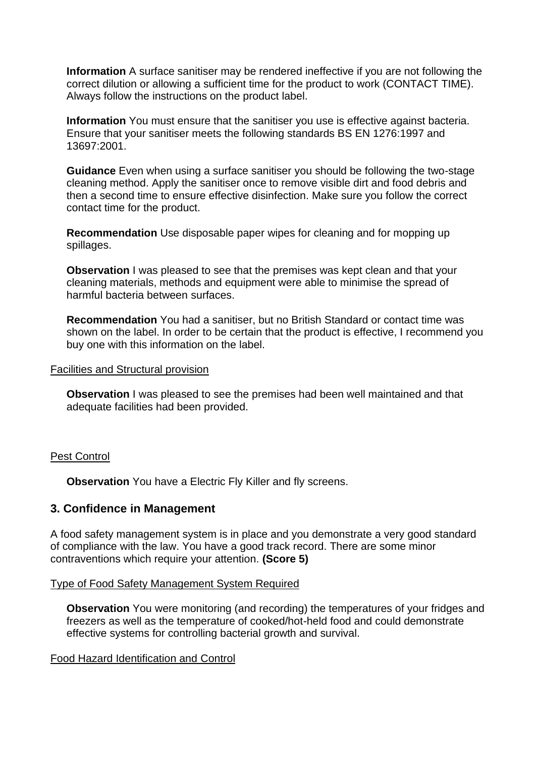**Information** A surface sanitiser may be rendered ineffective if you are not following the correct dilution or allowing a sufficient time for the product to work (CONTACT TIME). Always follow the instructions on the product label.

**Information** You must ensure that the sanitiser you use is effective against bacteria. Ensure that your sanitiser meets the following standards BS EN 1276:1997 and 13697:2001.

**Guidance** Even when using a surface sanitiser you should be following the two-stage cleaning method. Apply the sanitiser once to remove visible dirt and food debris and then a second time to ensure effective disinfection. Make sure you follow the correct contact time for the product.

**Recommendation** Use disposable paper wipes for cleaning and for mopping up spillages.

**Observation** I was pleased to see that the premises was kept clean and that your cleaning materials, methods and equipment were able to minimise the spread of harmful bacteria between surfaces.

**Recommendation** You had a sanitiser, but no British Standard or contact time was shown on the label. In order to be certain that the product is effective, I recommend you buy one with this information on the label.

Facilities and Structural provision

**Observation** I was pleased to see the premises had been well maintained and that adequate facilities had been provided.

Pest Control

**Observation** You have a Electric Fly Killer and fly screens.

## 3. Confidence in Management

A food safety management system is in place and you demonstrate a very good standard of compliance with the law. You have a good track record. There are some minor contraventions which require your attention. **(Score 5)**

Type of Food Safety Management System Required

**Observation** You were monitoring (and recording) the temperatures of your fridges and freezers as well as the temperature of cooked/hot-held food and could demonstrate effective systems for controlling bacterial growth and survival.

Food Hazard Identification and Control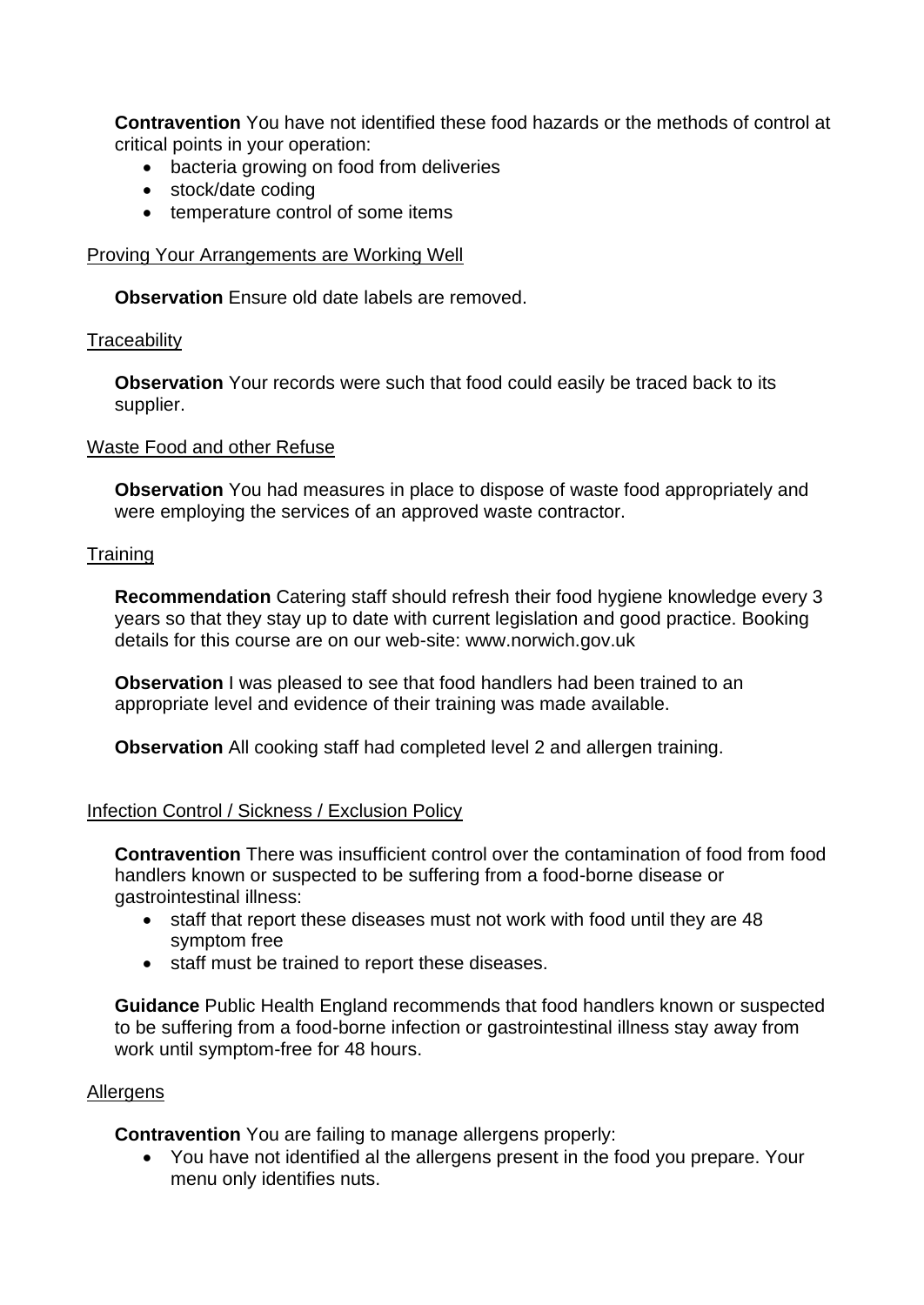**Contravention** You have not identified these food hazards or the methods of control at critical points in your operation:

- bacteria growing on food from deliveries
- stock/date coding
- temperature control of some items

<u>Proving Your Arrangements are Working Well</u>

**Observation** Ensure old date labels are removed.

<u>Traceability</u>

**Observation** Your records were such that food could easily be traced back to its supplier.

<u>Waste Food and other Refuse</u>

**Observation** You had measures in place to dispose of waste food appropriately and were employing the services of an approved waste contractor.

<u>Training</u>

**Recommendation** Catering staff should refresh their food hygiene knowledge every 3 years so that they stay up to date with current legislation and good practice. Booking details for this course are on our web-site: www.norwich.gov.uk

**Observation** I was pleased to see that food handlers had been trained to an appropriate level and evidence of their training was made available.

**Observation** All cooking staff had completed level 2 and allergen training.

<u>Infection Control / Sickness / Exclusion Policy</u>

**Contravention** There was insufficient control over the contamination of food from food handlers known or suspected to be suffering from a food-borne disease or gastrointestinal illness:

- staff that report these diseases must not work with food until they are 48 symptom free
- staff must be trained to report these diseases.

**Guidance** Public Health England recommends that food handlers known or suspected to be suffering from a food-borne infection or gastrointestinal illness stay away from work until symptom-free for 48 hours.

<u>Allergens</u>

**Contravention** You are failing to manage allergens properly:

- You have not identified al the allergens present in the food you prepare. Your menu only identifies nuts.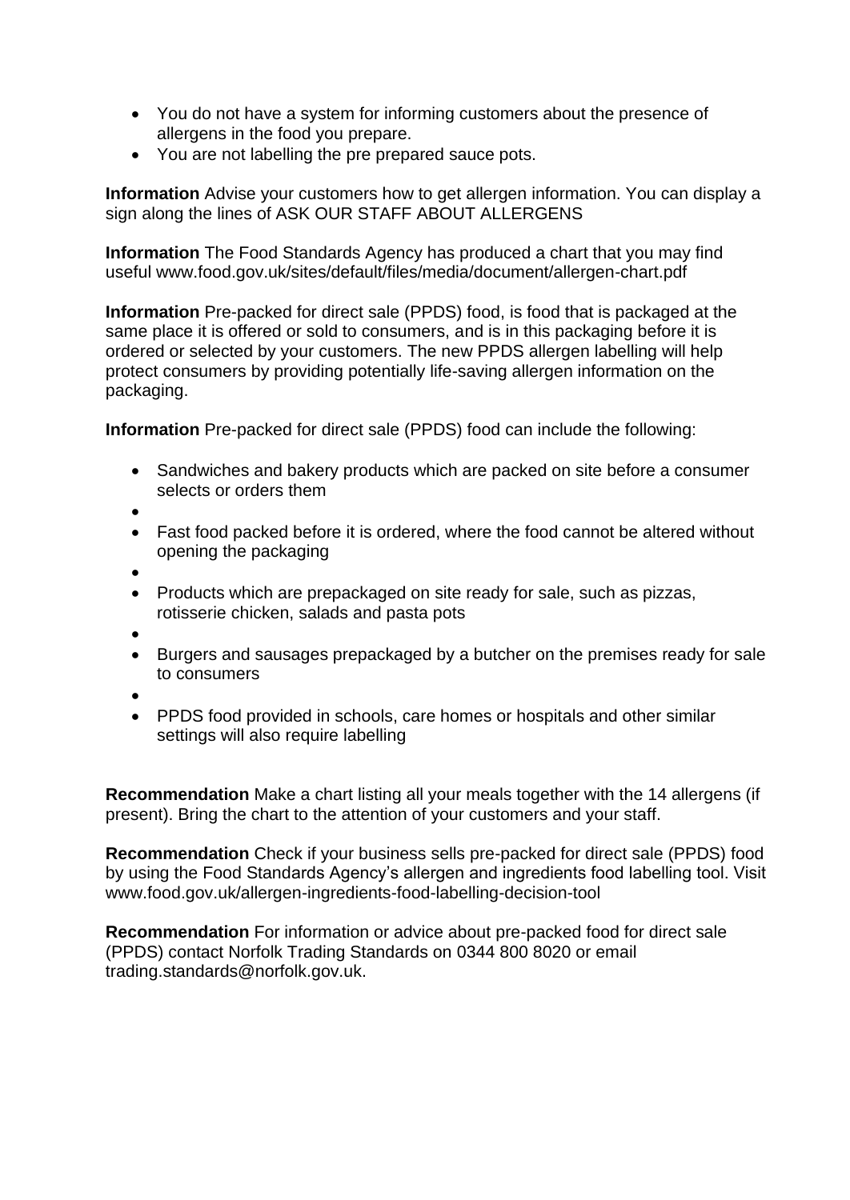- You do not have a system for informing customers about the presence of allergens in the food you prepare.
- You are not labelling the pre prepared sauce pots.

**Information** Advise your customers how to get allergen information. You can display a sign along the lines of ASK OUR STAFF ABOUT ALLERGENS

**Information** The Food Standards Agency has produced a chart that you may find useful www.food.gov.uk/sites/default/files/media/document/allergen-chart.pdf

**Information** Pre-packed for direct sale (PPDS) food, is food that is packaged at the same place it is offered or sold to consumers, and is in this packaging before it is ordered or selected by your customers. The new PPDS allergen labelling will help protect consumers by providing potentially life-saving allergen information on the packaging.

**Information** Pre-packed for direct sale (PPDS) food can include the following:

- Sandwiches and bakery products which are packed on site before a consumer selects or orders them
- Fast food packed before it is ordered, where the food cannot be altered without opening the packaging
- Products which are prepackaged on site ready for sale, such as pizzas, rotisserie chicken, salads and pasta pots
- Burgers and sausages prepackaged by a butcher on the premises ready for sale to consumers
- PPDS food provided in schools, care homes or hospitals and other similar settings will also require labelling

**Recommendation** Make a chart listing all your meals together with the 14 allergens (if present). Bring the chart to the attention of your customers and your staff.

**Recommendation** Check if your business sells pre-packed for direct sale (PPDS) food by using the Food Standards Agency's allergen and ingredients food labelling tool. Visit www.food.gov.uk/allergen-ingredients-food-labelling-decision-tool

**Recommendation** For information or advice about pre-packed food for direct sale (PPDS) contact Norfolk Trading Standards on 0344 800 8020 or email trading.standards@norfolk.gov.uk.